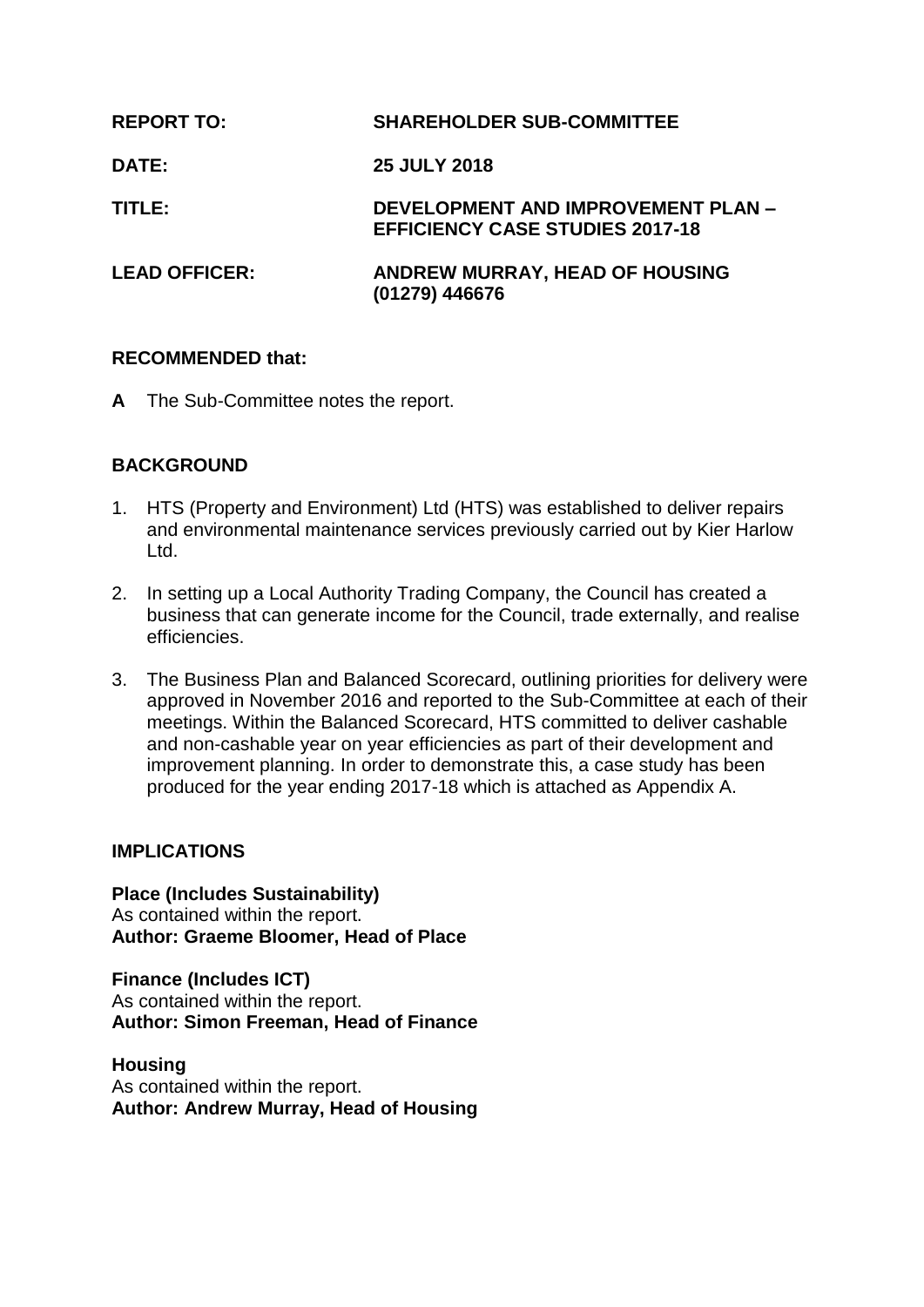**REPORT TO:** SHAREHOLDER SUB-COMMITTEE

**DATE:** 25 JULY 2018

**TITLE:** DEVELOPMENT AND IMPROVEMENT PLAN – EFFICIENCY CASE STUDIES 2017-18

**LEAD OFFICER:** ANDREW MURRAY, HEAD OF HOUSING (01279) 446676

**RECOMMENDED that:**

**A** The Sub-Committee notes the report.

**BACKGROUND**

1. HTS (Property and Environment) Ltd (HTS) was established to deliver repairs and environmental maintenance services previously carried out by Kier Harlow Ltd.

2. In setting up a Local Authority Trading Company, the Council has created a business that can generate income for the Council, trade externally, and realise efficiencies.

3. The Business Plan and Balanced Scorecard, outlining priorities for delivery were approved in November 2016 and reported to the Sub-Committee at each of their meetings. Within the Balanced Scorecard, HTS committed to deliver cashable and non-cashable year on year efficiencies as part of their development and improvement planning. In order to demonstrate this, a case study has been produced for the year ending 2017-18 which is attached as Appendix A.

**IMPLICATIONS**

**Place (Includes Sustainability)**
As contained within the report.
**Author: Graeme Bloomer, Head of Place**

**Finance (Includes ICT)**
As contained within the report.
**Author: Simon Freeman, Head of Finance**

**Housing**
As contained within the report.
**Author: Andrew Murray, Head of Housing**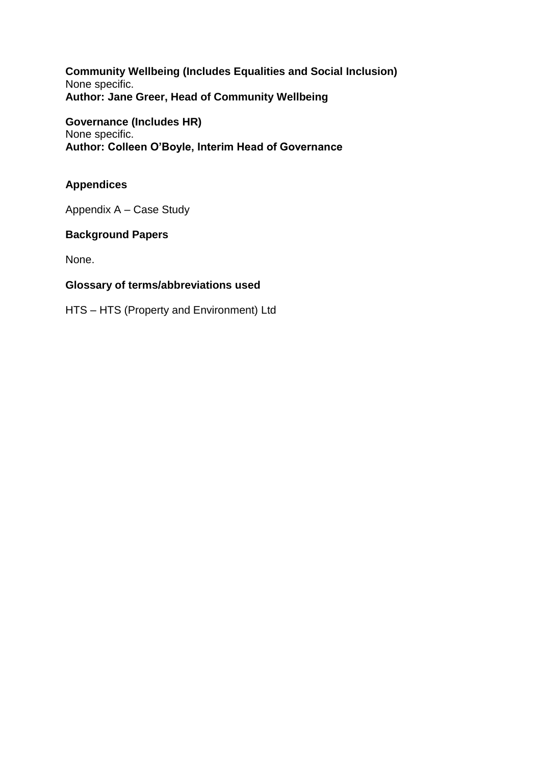**Community Wellbeing (Includes Equalities and Social Inclusion)**
None specific.
**Author: Jane Greer, Head of Community Wellbeing**

**Governance (Includes HR)**
None specific.
**Author: Colleen O'Boyle, Interim Head of Governance**

## Appendices

Appendix A – Case Study

## Background Papers

None.

## Glossary of terms/abbreviations used

HTS – HTS (Property and Environment) Ltd